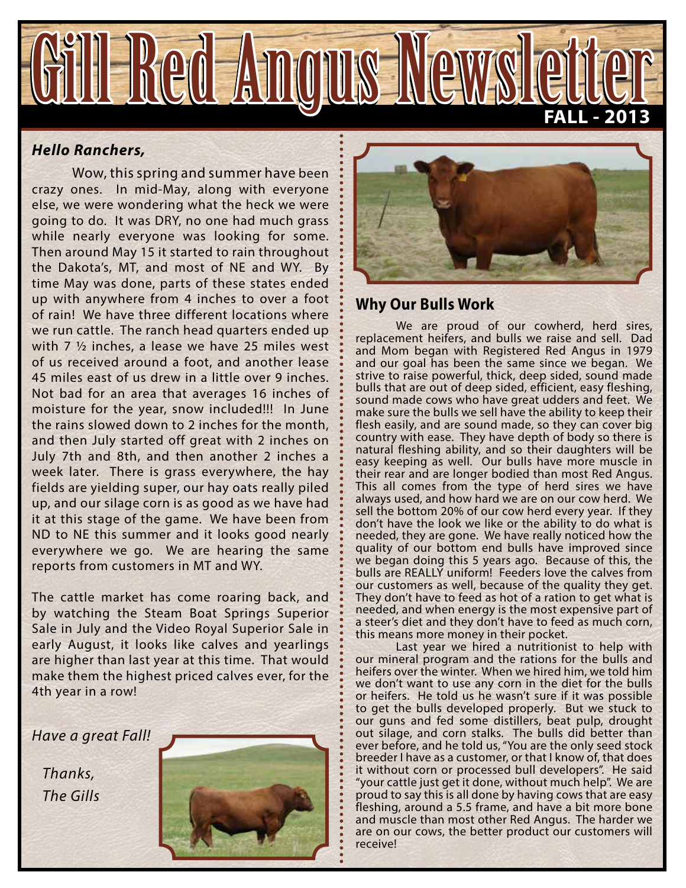# Gill Red Angus Newsletter

**FALL - 2013**

***Hello Ranchers,***

Wow, this spring and summer have been crazy ones. In mid-May, along with everyone else, we were wondering what the heck we were going to do. It was DRY, no one had much grass while nearly everyone was looking for some. Then around May 15 it started to rain throughout the Dakota's, MT, and most of NE and WY. By time May was done, parts of these states ended up with anywhere from 4 inches to over a foot of rain! We have three different locations where we run cattle. The ranch head quarters ended up with 7 ½ inches, a lease we have 25 miles west of us received around a foot, and another lease 45 miles east of us drew in a little over 9 inches. Not bad for an area that averages 16 inches of moisture for the year, snow included!!! In June the rains slowed down to 2 inches for the month, and then July started off great with 2 inches on July 7th and 8th, and then another 2 inches a week later. There is grass everywhere, the hay fields are yielding super, our hay oats really piled up, and our silage corn is as good as we have had it at this stage of the game. We have been from ND to NE this summer and it looks good nearly everywhere we go. We are hearing the same reports from customers in MT and WY.

The cattle market has come roaring back, and by watching the Steam Boat Springs Superior Sale in July and the Video Royal Superior Sale in early August, it looks like calves and yearlings are higher than last year at this time. That would make them the highest priced calves ever, for the 4th year in a row!

*Have a great Fall!*

*Thanks,*
*The Gills*

## Why Our Bulls Work

We are proud of our cowherd, herd sires, replacement heifers, and bulls we raise and sell. Dad and Mom began with Registered Red Angus in 1979 and our goal has been the same since we began. We strive to raise powerful, thick, deep sided, sound made bulls that are out of deep sided, efficient, easy fleshing, sound made cows who have great udders and feet. We make sure the bulls we sell have the ability to keep their flesh easily, and are sound made, so they can cover big country with ease. They have depth of body so there is natural fleshing ability, and so their daughters will be easy keeping as well. Our bulls have more muscle in their rear and are longer bodied than most Red Angus. This all comes from the type of herd sires we have always used, and how hard we are on our cow herd. We sell the bottom 20% of our cow herd every year. If they don't have the look we like or the ability to do what is needed, they are gone. We have really noticed how the quality of our bottom end bulls have improved since we began doing this 5 years ago. Because of this, the bulls are REALLY uniform! Feeders love the calves from our customers as well, because of the quality they get. They don't have to feed as hot of a ration to get what is needed, and when energy is the most expensive part of a steer's diet and they don't have to feed as much corn, this means more money in their pocket.

Last year we hired a nutritionist to help with our mineral program and the rations for the bulls and heifers over the winter. When we hired him, we told him we don't want to use any corn in the diet for the bulls or heifers. He told us he wasn't sure if it was possible to get the bulls developed properly. But we stuck to our guns and fed some distillers, beat pulp, drought out silage, and corn stalks. The bulls did better than ever before, and he told us, "You are the only seed stock breeder I have as a customer, or that I know of, that does it without corn or processed bull developers". He said "your cattle just get it done, without much help". We are proud to say this is all done by having cows that are easy fleshing, around a 5.5 frame, and have a bit more bone and muscle than most other Red Angus. The harder we are on our cows, the better product our customers will receive!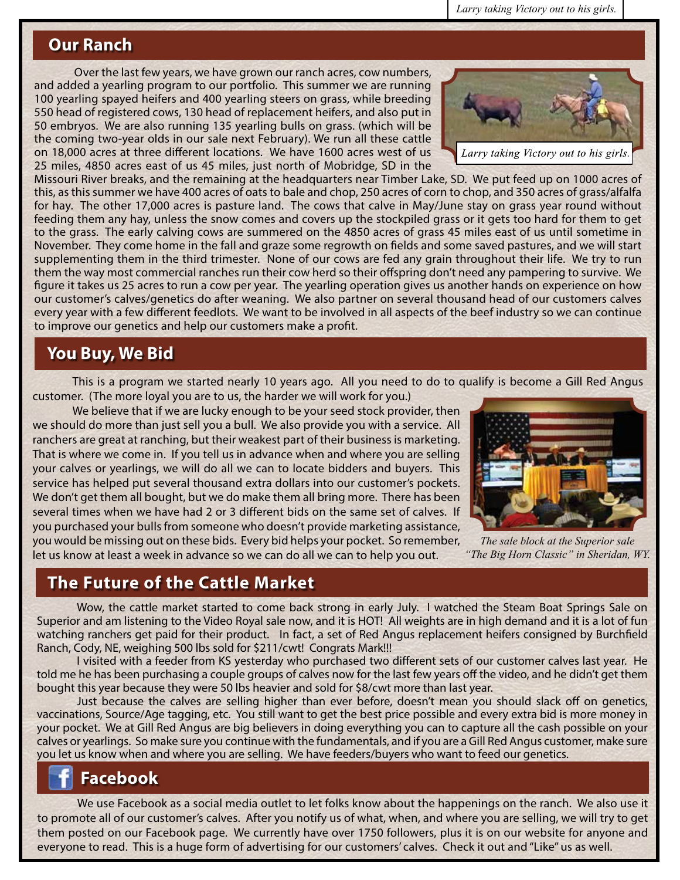## Our Ranch

Over the last few years, we have grown our ranch acres, cow numbers, and added a yearling program to our portfolio. This summer we are running 100 yearling spayed heifers and 400 yearling steers on grass, while breeding 550 head of registered cows, 130 head of replacement heifers, and also put in 50 embryos. We are also running 135 yearling bulls on grass. (which will be the coming two-year olds in our sale next February). We run all these cattle on 18,000 acres at three different locations. We have 1600 acres west of us 25 miles, 4850 acres east of us 45 miles, just north of Mobridge, SD in the Missouri River breaks, and the remaining at the headquarters near Timber Lake, SD. We put feed up on 1000 acres of this, as this summer we have 400 acres of oats to bale and chop, 250 acres of corn to chop, and 350 acres of grass/alfalfa for hay. The other 17,000 acres is pasture land. The cows that calve in May/June stay on grass year round without feeding them any hay, unless the snow comes and covers up the stockpiled grass or it gets too hard for them to get to the grass. The early calving cows are summered on the 4850 acres of grass 45 miles east of us until sometime in November. They come home in the fall and graze some regrowth on fields and some saved pastures, and we will start supplementing them in the third trimester. None of our cows are fed any grain throughout their life. We try to run them the way most commercial ranches run their cow herd so their offspring don't need any pampering to survive. We figure it takes us 25 acres to run a cow per year. The yearling operation gives us another hands on experience on how our customer's calves/genetics do after weaning. We also partner on several thousand head of our customers calves every year with a few different feedlots. We want to be involved in all aspects of the beef industry so we can continue to improve our genetics and help our customers make a profit.

*Larry taking Victory out to his girls.*

## You Buy, We Bid

This is a program we started nearly 10 years ago. All you need to do to qualify is become a Gill Red Angus customer. (The more loyal you are to us, the harder we will work for you.)

We believe that if we are lucky enough to be your seed stock provider, then we should do more than just sell you a bull. We also provide you with a service. All ranchers are great at ranching, but their weakest part of their business is marketing. That is where we come in. If you tell us in advance when and where you are selling your calves or yearlings, we will do all we can to locate bidders and buyers. This service has helped put several thousand extra dollars into our customer's pockets. We don't get them all bought, but we do make them all bring more. There has been several times when we have had 2 or 3 different bids on the same set of calves. If you purchased your bulls from someone who doesn't provide marketing assistance, you would be missing out on these bids. Every bid helps your pocket. So remember, let us know at least a week in advance so we can do all we can to help you out.

*The sale block at the Superior sale "The Big Horn Classic" in Sheridan, WY.*

## The Future of the Cattle Market

Wow, the cattle market started to come back strong in early July. I watched the Steam Boat Springs Sale on Superior and am listening to the Video Royal sale now, and it is HOT! All weights are in high demand and it is a lot of fun watching ranchers get paid for their product. In fact, a set of Red Angus replacement heifers consigned by Burchfield Ranch, Cody, NE, weighing 500 lbs sold for $211/cwt! Congrats Mark!!!

I visited with a feeder from KS yesterday who purchased two different sets of our customer calves last year. He told me he has been purchasing a couple groups of calves now for the last few years off the video, and he didn't get them bought this year because they were 50 lbs heavier and sold for $8/cwt more than last year.

Just because the calves are selling higher than ever before, doesn't mean you should slack off on genetics, vaccinations, Source/Age tagging, etc. You still want to get the best price possible and every extra bid is more money in your pocket. We at Gill Red Angus are big believers in doing everything you can to capture all the cash possible on your calves or yearlings. So make sure you continue with the fundamentals, and if you are a Gill Red Angus customer, make sure you let us know when and where you are selling. We have feeders/buyers who want to feed our genetics.

## Facebook

We use Facebook as a social media outlet to let folks know about the happenings on the ranch. We also use it to promote all of our customer's calves. After you notify us of what, when, and where you are selling, we will try to get them posted on our Facebook page. We currently have over 1750 followers, plus it is on our website for anyone and everyone to read. This is a huge form of advertising for our customers' calves. Check it out and "Like" us as well.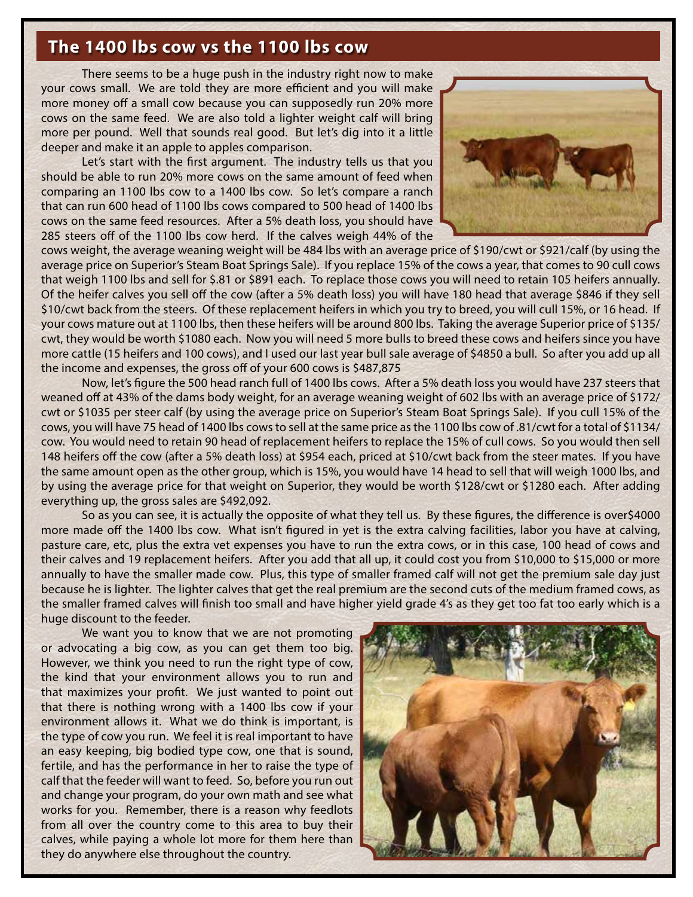## The 1400 lbs cow vs the 1100 lbs cow

There seems to be a huge push in the industry right now to make your cows small. We are told they are more efficient and you will make more money off a small cow because you can supposedly run 20% more cows on the same feed. We are also told a lighter weight calf will bring more per pound. Well that sounds real good. But let's dig into it a little deeper and make it an apple to apples comparison.

Let's start with the first argument. The industry tells us that you should be able to run 20% more cows on the same amount of feed when comparing an 1100 lbs cow to a 1400 lbs cow. So let's compare a ranch that can run 600 head of 1100 lbs cows compared to 500 head of 1400 lbs cows on the same feed resources. After a 5% death loss, you should have 285 steers off of the 1100 lbs cow herd. If the calves weigh 44% of the cows weight, the average weaning weight will be 484 lbs with an average price of $190/cwt or $921/calf (by using the average price on Superior's Steam Boat Springs Sale). If you replace 15% of the cows a year, that comes to 90 cull cows that weigh 1100 lbs and sell for $.81 or $891 each. To replace those cows you will need to retain 105 heifers annually. Of the heifer calves you sell off the cow (after a 5% death loss) you will have 180 head that average $846 if they sell $10/cwt back from the steers. Of these replacement heifers in which you try to breed, you will cull 15%, or 16 head. If your cows mature out at 1100 lbs, then these heifers will be around 800 lbs. Taking the average Superior price of $135/cwt, they would be worth $1080 each. Now you will need 5 more bulls to breed these cows and heifers since you have more cattle (15 heifers and 100 cows), and I used our last year bull sale average of $4850 a bull. So after you add up all the income and expenses, the gross off of your 600 cows is $487,875

Now, let's figure the 500 head ranch full of 1400 lbs cows. After a 5% death loss you would have 237 steers that weaned off at 43% of the dams body weight, for an average weaning weight of 602 lbs with an average price of $172/cwt or $1035 per steer calf (by using the average price on Superior's Steam Boat Springs Sale). If you cull 15% of the cows, you will have 75 head of 1400 lbs cows to sell at the same price as the 1100 lbs cow of .81/cwt for a total of $1134/cow. You would need to retain 90 head of replacement heifers to replace the 15% of cull cows. So you would then sell 148 heifers off the cow (after a 5% death loss) at $954 each, priced at $10/cwt back from the steer mates. If you have the same amount open as the other group, which is 15%, you would have 14 head to sell that will weigh 1000 lbs, and by using the average price for that weight on Superior, they would be worth $128/cwt or $1280 each. After adding everything up, the gross sales are $492,092.

So as you can see, it is actually the opposite of what they tell us. By these figures, the difference is over$4000 more made off the 1400 lbs cow. What isn't figured in yet is the extra calving facilities, labor you have at calving, pasture care, etc, plus the extra vet expenses you have to run the extra cows, or in this case, 100 head of cows and their calves and 19 replacement heifers. After you add that all up, it could cost you from $10,000 to $15,000 or more annually to have the smaller made cow. Plus, this type of smaller framed calf will not get the premium sale day just because he is lighter. The lighter calves that get the real premium are the second cuts of the medium framed cows, as the smaller framed calves will finish too small and have higher yield grade 4's as they get too fat too early which is a huge discount to the feeder.

We want you to know that we are not promoting or advocating a big cow, as you can get them too big. However, we think you need to run the right type of cow, the kind that your environment allows you to run and that maximizes your profit. We just wanted to point out that there is nothing wrong with a 1400 lbs cow if your environment allows it. What we do think is important, is the type of cow you run. We feel it is real important to have an easy keeping, big bodied type cow, one that is sound, fertile, and has the performance in her to raise the type of calf that the feeder will want to feed. So, before you run out and change your program, do your own math and see what works for you. Remember, there is a reason why feedlots from all over the country come to this area to buy their calves, while paying a whole lot more for them here than they do anywhere else throughout the country.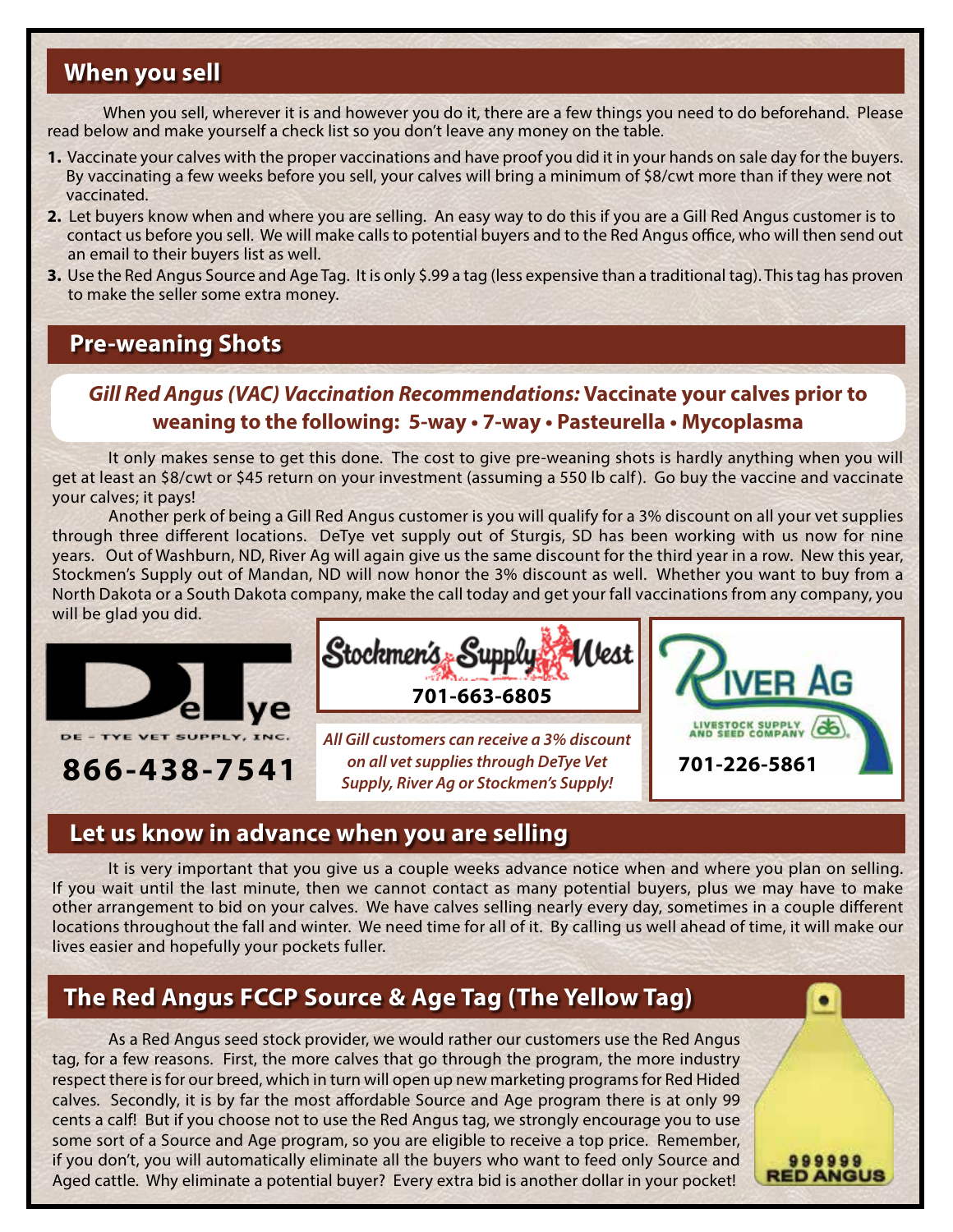## When you sell

When you sell, wherever it is and however you do it, there are a few things you need to do beforehand. Please read below and make yourself a check list so you don't leave any money on the table.

1. Vaccinate your calves with the proper vaccinations and have proof you did it in your hands on sale day for the buyers. By vaccinating a few weeks before you sell, your calves will bring a minimum of $8/cwt more than if they were not vaccinated.
2. Let buyers know when and where you are selling. An easy way to do this if you are a Gill Red Angus customer is to contact us before you sell. We will make calls to potential buyers and to the Red Angus office, who will then send out an email to their buyers list as well.
3. Use the Red Angus Source and Age Tag. It is only $.99 a tag (less expensive than a traditional tag). This tag has proven to make the seller some extra money.

## Pre-weaning Shots

***Gill Red Angus (VAC) Vaccination Recommendations:*** **Vaccinate your calves prior to weaning to the following: 5-way • 7-way • Pasteurella • Mycoplasma**

It only makes sense to get this done. The cost to give pre-weaning shots is hardly anything when you will get at least an $8/cwt or $45 return on your investment (assuming a 550 lb calf). Go buy the vaccine and vaccinate your calves; it pays!

Another perk of being a Gill Red Angus customer is you will qualify for a 3% discount on all your vet supplies through three different locations. DeTye vet supply out of Sturgis, SD has been working with us now for nine years. Out of Washburn, ND, River Ag will again give us the same discount for the third year in a row. New this year, Stockmen's Supply out of Mandan, ND will now honor the 3% discount as well. Whether you want to buy from a North Dakota or a South Dakota company, make the call today and get your fall vaccinations from any company, you will be glad you did.

DeTye — DE - TYE VET SUPPLY, INC.

**866-438-7541**

Stockmen's Supply West

**701-663-6805**

*All Gill customers can receive a 3% discount on all vet supplies through DeTye Vet Supply, River Ag or Stockmen's Supply!*

River Ag — LIVESTOCK SUPPLY AND SEED COMPANY

**701-226-5861**

## Let us know in advance when you are selling

It is very important that you give us a couple weeks advance notice when and where you plan on selling. If you wait until the last minute, then we cannot contact as many potential buyers, plus we may have to make other arrangement to bid on your calves. We have calves selling nearly every day, sometimes in a couple different locations throughout the fall and winter. We need time for all of it. By calling us well ahead of time, it will make our lives easier and hopefully your pockets fuller.

## The Red Angus FCCP Source & Age Tag (The Yellow Tag)

As a Red Angus seed stock provider, we would rather our customers use the Red Angus tag, for a few reasons. First, the more calves that go through the program, the more industry respect there is for our breed, which in turn will open up new marketing programs for Red Hided calves. Secondly, it is by far the most affordable Source and Age program there is at only 99 cents a calf! But if you choose not to use the Red Angus tag, we strongly encourage you to use some sort of a Source and Age program, so you are eligible to receive a top price. Remember, if you don't, you will automatically eliminate all the buyers who want to feed only Source and Aged cattle. Why eliminate a potential buyer? Every extra bid is another dollar in your pocket!

999999
RED ANGUS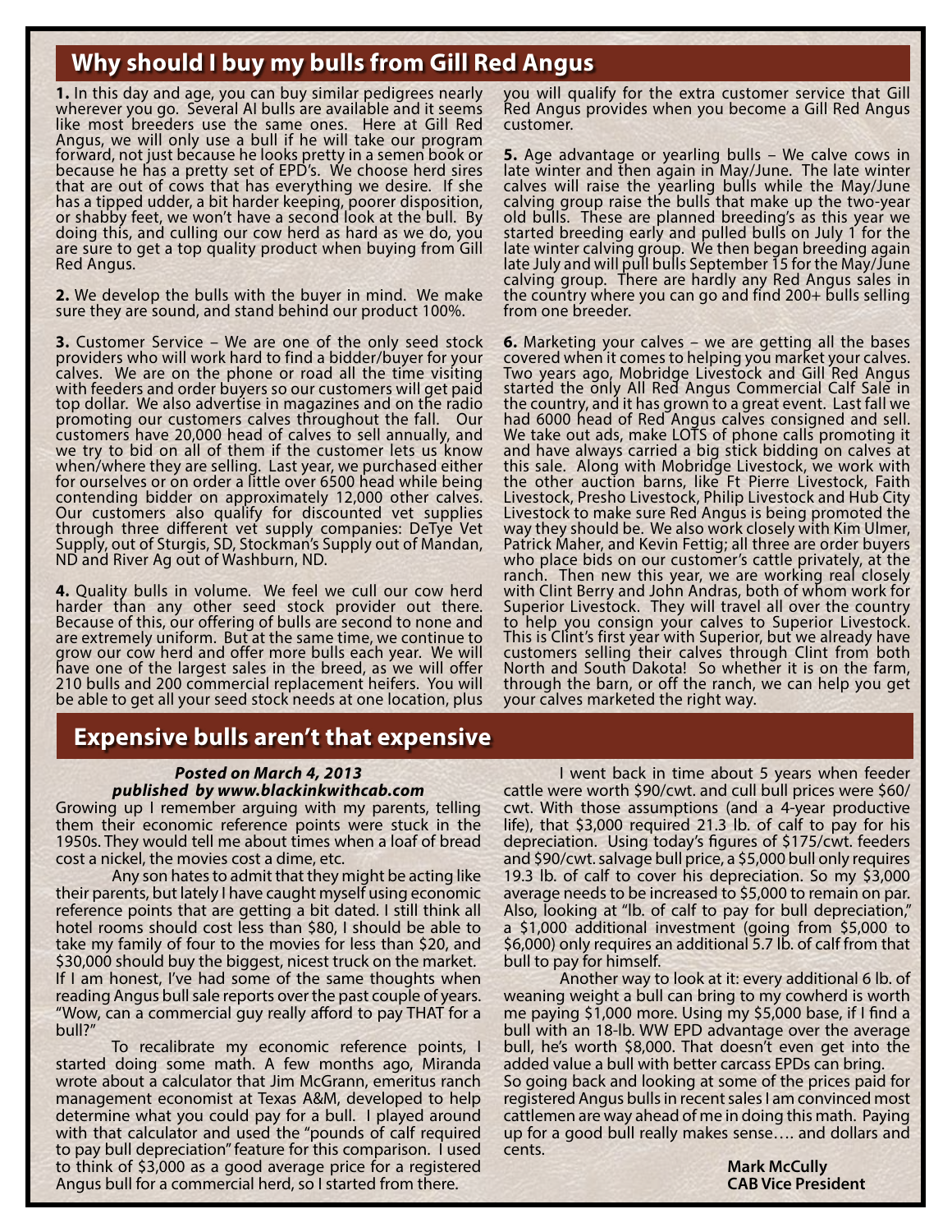## Why should I buy my bulls from Gill Red Angus

**1.** In this day and age, you can buy similar pedigrees nearly wherever you go. Several AI bulls are available and it seems like most breeders use the same ones. Here at Gill Red Angus, we will only use a bull if he will take our program forward, not just because he looks pretty in a semen book or because he has a pretty set of EPD's. We choose herd sires that are out of cows that has everything we desire. If she has a tipped udder, a bit harder keeping, poorer disposition, or shabby feet, we won't have a second look at the bull. By doing this, and culling our cow herd as hard as we do, you are sure to get a top quality product when buying from Gill Red Angus.

**2.** We develop the bulls with the buyer in mind. We make sure they are sound, and stand behind our product 100%.

**3.** Customer Service – We are one of the only seed stock providers who will work hard to find a bidder/buyer for your calves. We are on the phone or road all the time visiting with feeders and order buyers so our customers will get paid top dollar. We also advertise in magazines and on the radio promoting our customers calves throughout the fall. Our customers have 20,000 head of calves to sell annually, and we try to bid on all of them if the customer lets us know when/where they are selling. Last year, we purchased either for ourselves or on order a little over 6500 head while being contending bidder on approximately 12,000 other calves. Our customers also qualify for discounted vet supplies through three different vet supply companies: DeTye Vet Supply, out of Sturgis, SD, Stockman's Supply out of Mandan, ND and River Ag out of Washburn, ND.

**4.** Quality bulls in volume. We feel we cull our cow herd harder than any other seed stock provider out there. Because of this, our offering of bulls are second to none and are extremely uniform. But at the same time, we continue to grow our cow herd and offer more bulls each year. We will have one of the largest sales in the breed, as we will offer 210 bulls and 200 commercial replacement heifers. You will be able to get all your seed stock needs at one location, plus you will qualify for the extra customer service that Gill Red Angus provides when you become a Gill Red Angus customer.

**5.** Age advantage or yearling bulls – We calve cows in late winter and then again in May/June. The late winter calves will raise the yearling bulls while the May/June calving group raise the bulls that make up the two-year old bulls. These are planned breeding's as this year we started breeding early and pulled bulls on July 1 for the late winter calving group. We then began breeding again late July and will pull bulls September 15 for the May/June calving group. There are hardly any Red Angus sales in the country where you can go and find 200+ bulls selling from one breeder.

**6.** Marketing your calves – we are getting all the bases covered when it comes to helping you market your calves. Two years ago, Mobridge Livestock and Gill Red Angus started the only All Red Angus Commercial Calf Sale in the country, and it has grown to a great event. Last fall we had 6000 head of Red Angus calves consigned and sell. We take out ads, make LOTS of phone calls promoting it and have always carried a big stick bidding on calves at this sale. Along with Mobridge Livestock, we work with the other auction barns, like Ft Pierre Livestock, Faith Livestock, Presho Livestock, Philip Livestock and Hub City Livestock to make sure Red Angus is being promoted the way they should be. We also work closely with Kim Ulmer, Patrick Maher, and Kevin Fettig; all three are order buyers who place bids on our customer's cattle privately, at the ranch. Then new this year, we are working real closely with Clint Berry and John Andras, both of whom work for Superior Livestock. They will travel all over the country to help you consign your calves to Superior Livestock. This is Clint's first year with Superior, but we already have customers selling their calves through Clint from both North and South Dakota! So whether it is on the farm, through the barn, or off the ranch, we can help you get your calves marketed the right way.

## Expensive bulls aren't that expensive

***Posted on March 4, 2013***
***published by www.blackinkwithcab.com***

Growing up I remember arguing with my parents, telling them their economic reference points were stuck in the 1950s. They would tell me about times when a loaf of bread cost a nickel, the movies cost a dime, etc.

Any son hates to admit that they might be acting like their parents, but lately I have caught myself using economic reference points that are getting a bit dated. I still think all hotel rooms should cost less than $80, I should be able to take my family of four to the movies for less than $20, and $30,000 should buy the biggest, nicest truck on the market. If I am honest, I've had some of the same thoughts when reading Angus bull sale reports over the past couple of years. "Wow, can a commercial guy really afford to pay THAT for a bull?"

To recalibrate my economic reference points, I started doing some math. A few months ago, Miranda wrote about a calculator that Jim McGrann, emeritus ranch management economist at Texas A&M, developed to help determine what you could pay for a bull. I played around with that calculator and used the "pounds of calf required to pay bull depreciation" feature for this comparison. I used to think of $3,000 as a good average price for a registered Angus bull for a commercial herd, so I started from there.

I went back in time about 5 years when feeder cattle were worth $90/cwt. and cull bull prices were $60/cwt. With those assumptions (and a 4-year productive life), that $3,000 required 21.3 lb. of calf to pay for his depreciation. Using today's figures of $175/cwt. feeders and $90/cwt. salvage bull price, a $5,000 bull only requires 19.3 lb. of calf to cover his depreciation. So my $3,000 average needs to be increased to $5,000 to remain on par. Also, looking at "lb. of calf to pay for bull depreciation," a $1,000 additional investment (going from $5,000 to $6,000) only requires an additional 5.7 lb. of calf from that bull to pay for himself.

Another way to look at it: every additional 6 lb. of weaning weight a bull can bring to my cowherd is worth me paying $1,000 more. Using my $5,000 base, if I find a bull with an 18-lb. WW EPD advantage over the average bull, he's worth $8,000. That doesn't even get into the added value a bull with better carcass EPDs can bring.

So going back and looking at some of the prices paid for registered Angus bulls in recent sales I am convinced most cattlemen are way ahead of me in doing this math. Paying up for a good bull really makes sense…. and dollars and cents.

**Mark McCully**
**CAB Vice President**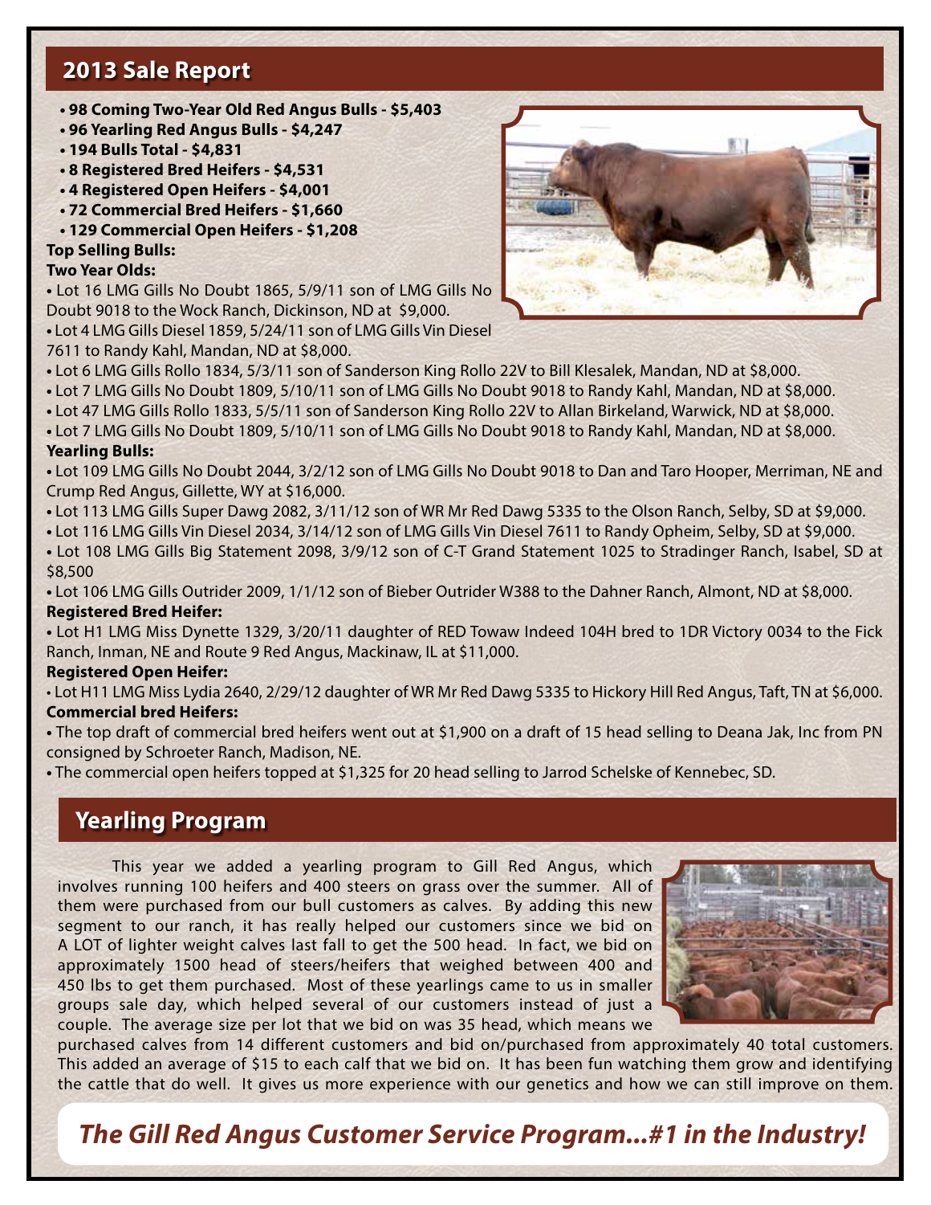## 2013 Sale Report

- **98 Coming Two-Year Old Red Angus Bulls - $5,403**
- **96 Yearling Red Angus Bulls - $4,247**
- **194 Bulls Total - $4,831**
- **8 Registered Bred Heifers - $4,531**
- **4 Registered Open Heifers - $4,001**
- **72 Commercial Bred Heifers - $1,660**
- **129 Commercial Open Heifers - $1,208**

**Top Selling Bulls:**

**Two Year Olds:**

- Lot 16 LMG Gills No Doubt 1865, 5/9/11 son of LMG Gills No Doubt 9018 to the Wock Ranch, Dickinson, ND at $9,000.
- Lot 4 LMG Gills Diesel 1859, 5/24/11 son of LMG Gills Vin Diesel 7611 to Randy Kahl, Mandan, ND at $8,000.
- Lot 6 LMG Gills Rollo 1834, 5/3/11 son of Sanderson King Rollo 22V to Bill Klesalek, Mandan, ND at $8,000.
- Lot 7 LMG Gills No Doubt 1809, 5/10/11 son of LMG Gills No Doubt 9018 to Randy Kahl, Mandan, ND at $8,000.
- Lot 47 LMG Gills Rollo 1833, 5/5/11 son of Sanderson King Rollo 22V to Allan Birkeland, Warwick, ND at $8,000.
- Lot 7 LMG Gills No Doubt 1809, 5/10/11 son of LMG Gills No Doubt 9018 to Randy Kahl, Mandan, ND at $8,000.

**Yearling Bulls:**

- Lot 109 LMG Gills No Doubt 2044, 3/2/12 son of LMG Gills No Doubt 9018 to Dan and Taro Hooper, Merriman, NE and Crump Red Angus, Gillette, WY at $16,000.
- Lot 113 LMG Gills Super Dawg 2082, 3/11/12 son of WR Mr Red Dawg 5335 to the Olson Ranch, Selby, SD at $9,000.
- Lot 116 LMG Gills Vin Diesel 2034, 3/14/12 son of LMG Gills Vin Diesel 7611 to Randy Opheim, Selby, SD at $9,000.
- Lot 108 LMG Gills Big Statement 2098, 3/9/12 son of C-T Grand Statement 1025 to Stradinger Ranch, Isabel, SD at $8,500
- Lot 106 LMG Gills Outrider 2009, 1/1/12 son of Bieber Outrider W388 to the Dahner Ranch, Almont, ND at $8,000.

**Registered Bred Heifer:**

- Lot H1 LMG Miss Dynette 1329, 3/20/11 daughter of RED Towaw Indeed 104H bred to 1DR Victory 0034 to the Fick Ranch, Inman, NE and Route 9 Red Angus, Mackinaw, IL at $11,000.

**Registered Open Heifer:**

- Lot H11 LMG Miss Lydia 2640, 2/29/12 daughter of WR Mr Red Dawg 5335 to Hickory Hill Red Angus, Taft, TN at $6,000.

**Commercial bred Heifers:**

- The top draft of commercial bred heifers went out at $1,900 on a draft of 15 head selling to Deana Jak, Inc from PN consigned by Schroeter Ranch, Madison, NE.
- The commercial open heifers topped at $1,325 for 20 head selling to Jarrod Schelske of Kennebec, SD.

## Yearling Program

This year we added a yearling program to Gill Red Angus, which involves running 100 heifers and 400 steers on grass over the summer. All of them were purchased from our bull customers as calves. By adding this new segment to our ranch, it has really helped our customers since we bid on A LOT of lighter weight calves last fall to get the 500 head. In fact, we bid on approximately 1500 head of steers/heifers that weighed between 400 and 450 lbs to get them purchased. Most of these yearlings came to us in smaller groups sale day, which helped several of our customers instead of just a couple. The average size per lot that we bid on was 35 head, which means we purchased calves from 14 different customers and bid on/purchased from approximately 40 total customers. This added an average of $15 to each calf that we bid on. It has been fun watching them grow and identifying the cattle that do well. It gives us more experience with our genetics and how we can still improve on them.

***The Gill Red Angus Customer Service Program...#1 in the Industry!***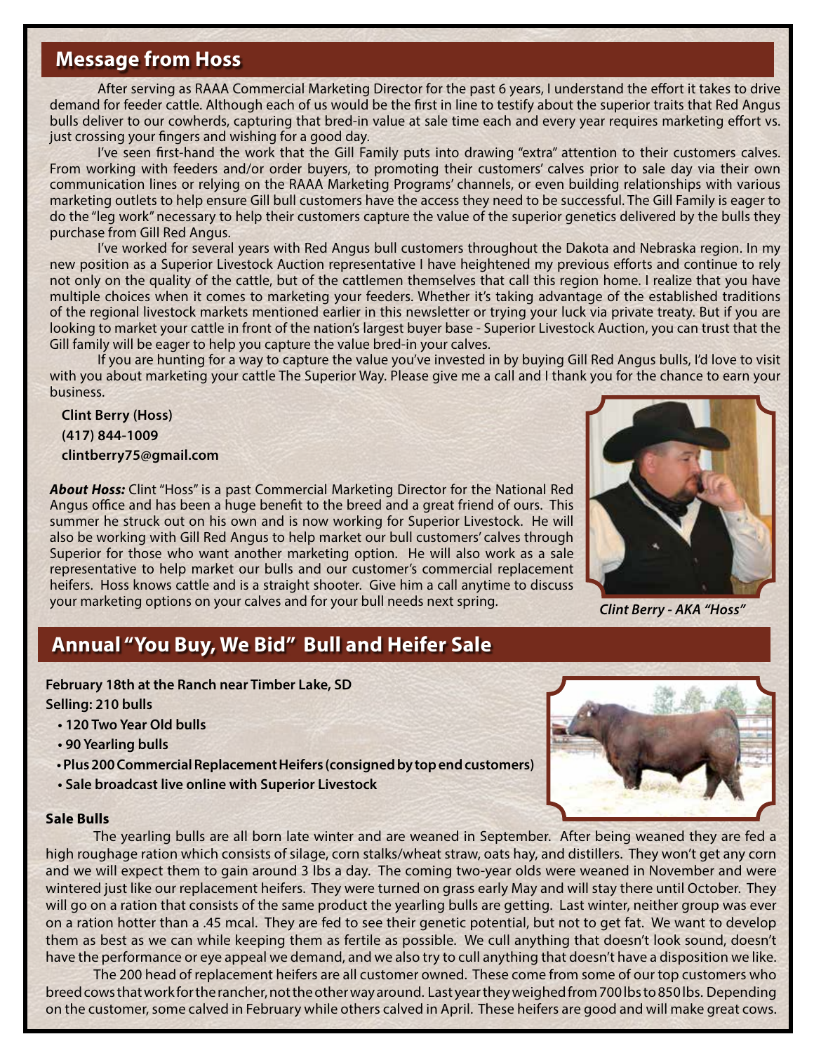## Message from Hoss

After serving as RAAA Commercial Marketing Director for the past 6 years, I understand the effort it takes to drive demand for feeder cattle. Although each of us would be the first in line to testify about the superior traits that Red Angus bulls deliver to our cowherds, capturing that bred-in value at sale time each and every year requires marketing effort vs. just crossing your fingers and wishing for a good day.

I've seen first-hand the work that the Gill Family puts into drawing "extra" attention to their customers calves. From working with feeders and/or order buyers, to promoting their customers' calves prior to sale day via their own communication lines or relying on the RAAA Marketing Programs' channels, or even building relationships with various marketing outlets to help ensure Gill bull customers have the access they need to be successful. The Gill Family is eager to do the "leg work" necessary to help their customers capture the value of the superior genetics delivered by the bulls they purchase from Gill Red Angus.

I've worked for several years with Red Angus bull customers throughout the Dakota and Nebraska region. In my new position as a Superior Livestock Auction representative I have heightened my previous efforts and continue to rely not only on the quality of the cattle, but of the cattlemen themselves that call this region home. I realize that you have multiple choices when it comes to marketing your feeders. Whether it's taking advantage of the established traditions of the regional livestock markets mentioned earlier in this newsletter or trying your luck via private treaty. But if you are looking to market your cattle in front of the nation's largest buyer base - Superior Livestock Auction, you can trust that the Gill family will be eager to help you capture the value bred-in your calves.

If you are hunting for a way to capture the value you've invested in by buying Gill Red Angus bulls, I'd love to visit with you about marketing your cattle The Superior Way. Please give me a call and I thank you for the chance to earn your business.

**Clint Berry (Hoss)**
**(417) 844-1009**
**clintberry75@gmail.com**

***About Hoss:*** Clint "Hoss" is a past Commercial Marketing Director for the National Red Angus office and has been a huge benefit to the breed and a great friend of ours. This summer he struck out on his own and is now working for Superior Livestock. He will also be working with Gill Red Angus to help market our bull customers' calves through Superior for those who want another marketing option. He will also work as a sale representative to help market our bulls and our customer's commercial replacement heifers. Hoss knows cattle and is a straight shooter. Give him a call anytime to discuss your marketing options on your calves and for your bull needs next spring.

***Clint Berry - AKA "Hoss"***

## Annual "You Buy, We Bid" Bull and Heifer Sale

**February 18th at the Ranch near Timber Lake, SD**
**Selling: 210 bulls**

- **120 Two Year Old bulls**
- **90 Yearling bulls**
- **Plus 200 Commercial Replacement Heifers (consigned by top end customers)**
- **Sale broadcast live online with Superior Livestock**

**Sale Bulls**

The yearling bulls are all born late winter and are weaned in September. After being weaned they are fed a high roughage ration which consists of silage, corn stalks/wheat straw, oats hay, and distillers. They won't get any corn and we will expect them to gain around 3 lbs a day. The coming two-year olds were weaned in November and were wintered just like our replacement heifers. They were turned on grass early May and will stay there until October. They will go on a ration that consists of the same product the yearling bulls are getting. Last winter, neither group was ever on a ration hotter than a .45 mcal. They are fed to see their genetic potential, but not to get fat. We want to develop them as best as we can while keeping them as fertile as possible. We cull anything that doesn't look sound, doesn't have the performance or eye appeal we demand, and we also try to cull anything that doesn't have a disposition we like.

The 200 head of replacement heifers are all customer owned. These come from some of our top customers who breed cows that work for the rancher, not the other way around. Last year they weighed from 700 lbs to 850 lbs. Depending on the customer, some calved in February while others calved in April. These heifers are good and will make great cows.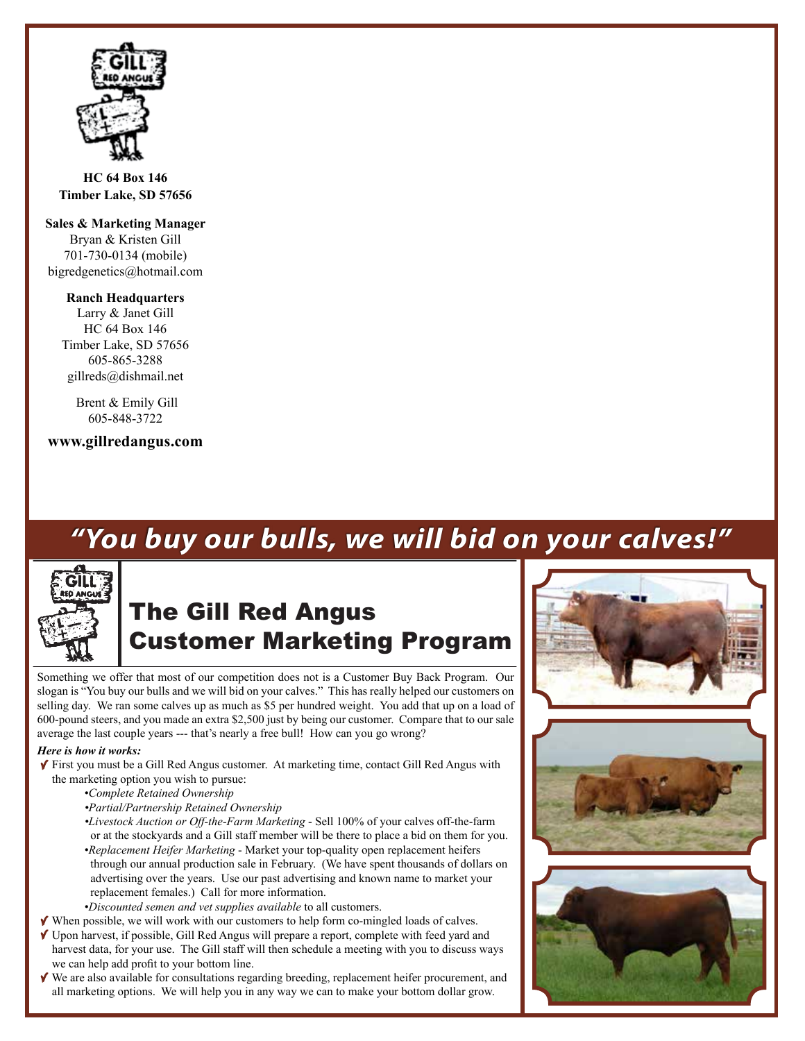**HC 64 Box 146**
**Timber Lake, SD 57656**

**Sales & Marketing Manager**
Bryan & Kristen Gill
701-730-0134 (mobile)
bigredgenetics@hotmail.com

**Ranch Headquarters**
Larry & Janet Gill
HC 64 Box 146
Timber Lake, SD 57656
605-865-3288
gillreds@dishmail.net

Brent & Emily Gill
605-848-3722

**www.gillredangus.com**

# *"You buy our bulls, we will bid on your calves!"*

## The Gill Red Angus Customer Marketing Program

Something we offer that most of our competition does not is a Customer Buy Back Program. Our slogan is "You buy our bulls and we will bid on your calves." This has really helped our customers on selling day. We ran some calves up as much as $5 per hundred weight. You add that up on a load of 600-pound steers, and you made an extra $2,500 just by being our customer. Compare that to our sale average the last couple years --- that's nearly a free bull! How can you go wrong?

***Here is how it works:***

- First you must be a Gill Red Angus customer. At marketing time, contact Gill Red Angus with the marketing option you wish to pursue:
  - *Complete Retained Ownership*
  - *Partial/Partnership Retained Ownership*
  - *Livestock Auction or Off-the-Farm Marketing* - Sell 100% of your calves off-the-farm or at the stockyards and a Gill staff member will be there to place a bid on them for you.
  - *Replacement Heifer Marketing* - Market your top-quality open replacement heifers through our annual production sale in February. (We have spent thousands of dollars on advertising over the years. Use our past advertising and known name to market your replacement females.) Call for more information.
  - *Discounted semen and vet supplies available* to all customers.
- When possible, we will work with our customers to help form co-mingled loads of calves.
- Upon harvest, if possible, Gill Red Angus will prepare a report, complete with feed yard and harvest data, for your use. The Gill staff will then schedule a meeting with you to discuss ways we can help add profit to your bottom line.
- We are also available for consultations regarding breeding, replacement heifer procurement, and all marketing options. We will help you in any way we can to make your bottom dollar grow.